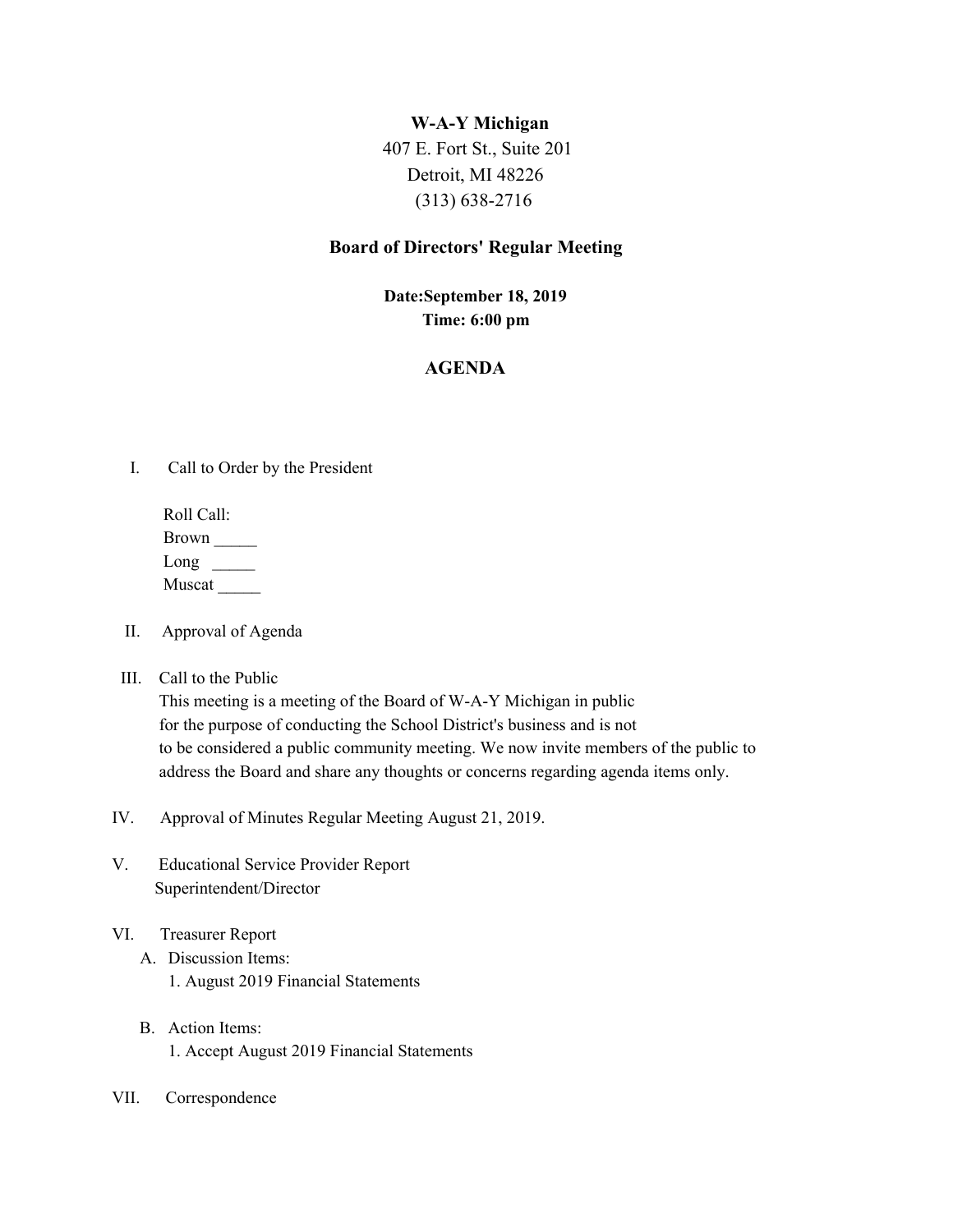**W-A-Y Michigan**
407 E. Fort St., Suite 201
Detroit, MI 48226
(313) 638-2716

## Board of Directors' Regular Meeting

**Date:September 18, 2019**
**Time: 6:00 pm**

## AGENDA

I. Call to Order by the President

Roll Call:
Brown _____
Long _____
Muscat _____

II. Approval of Agenda

III. Call to the Public
This meeting is a meeting of the Board of W-A-Y Michigan in public for the purpose of conducting the School District's business and is not to be considered a public community meeting. We now invite members of the public to address the Board and share any thoughts or concerns regarding agenda items only.

IV. Approval of Minutes Regular Meeting August 21, 2019.

V. Educational Service Provider Report
Superintendent/Director

VI. Treasurer Report
- A. Discussion Items:
  1. August 2019 Financial Statements
- B. Action Items:
  1. Accept August 2019 Financial Statements

VII. Correspondence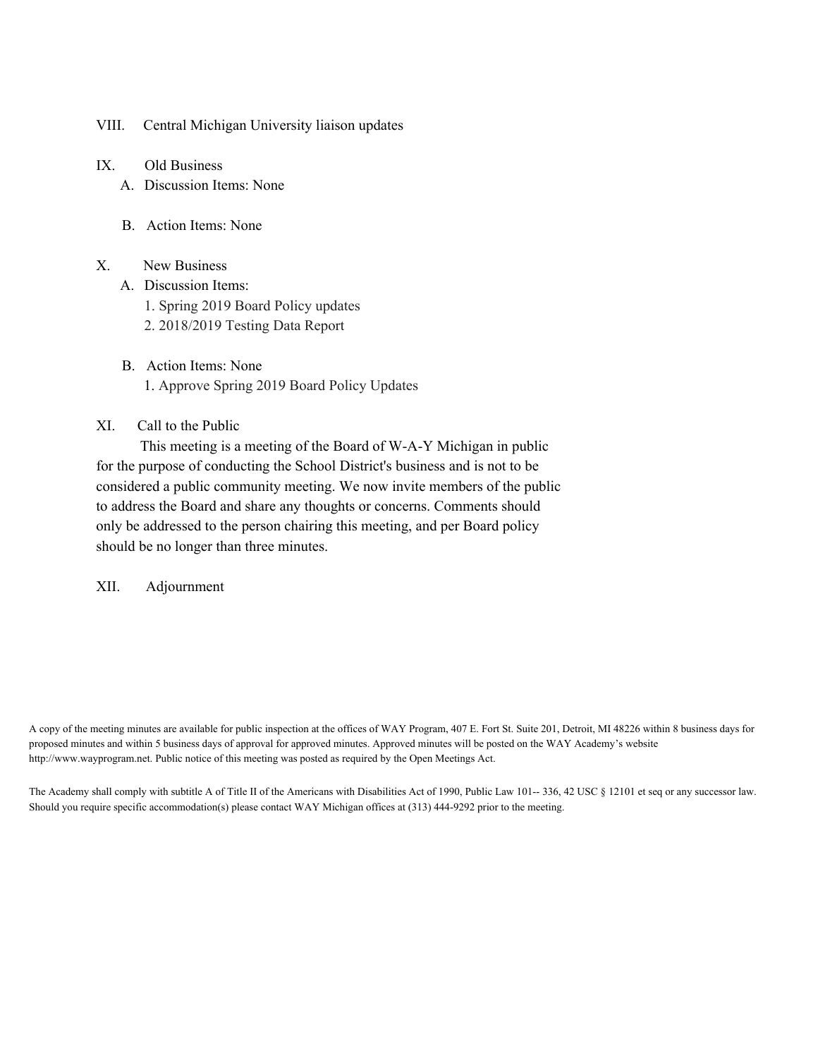VIII. Central Michigan University liaison updates

IX. Old Business

A. Discussion Items: None

B. Action Items: None

X. New Business

A. Discussion Items:

1. Spring 2019 Board Policy updates
2. 2018/2019 Testing Data Report

B. Action Items: None

1. Approve Spring 2019 Board Policy Updates

XI. Call to the Public

This meeting is a meeting of the Board of W-A-Y Michigan in public for the purpose of conducting the School District's business and is not to be considered a public community meeting. We now invite members of the public to address the Board and share any thoughts or concerns. Comments should only be addressed to the person chairing this meeting, and per Board policy should be no longer than three minutes.

XII. Adjournment

A copy of the meeting minutes are available for public inspection at the offices of WAY Program, 407 E. Fort St. Suite 201, Detroit, MI 48226 within 8 business days for proposed minutes and within 5 business days of approval for approved minutes. Approved minutes will be posted on the WAY Academy's website http://www.wayprogram.net. Public notice of this meeting was posted as required by the Open Meetings Act.

The Academy shall comply with subtitle A of Title II of the Americans with Disabilities Act of 1990, Public Law 101-- 336, 42 USC § 12101 et seq or any successor law. Should you require specific accommodation(s) please contact WAY Michigan offices at (313) 444-9292 prior to the meeting.